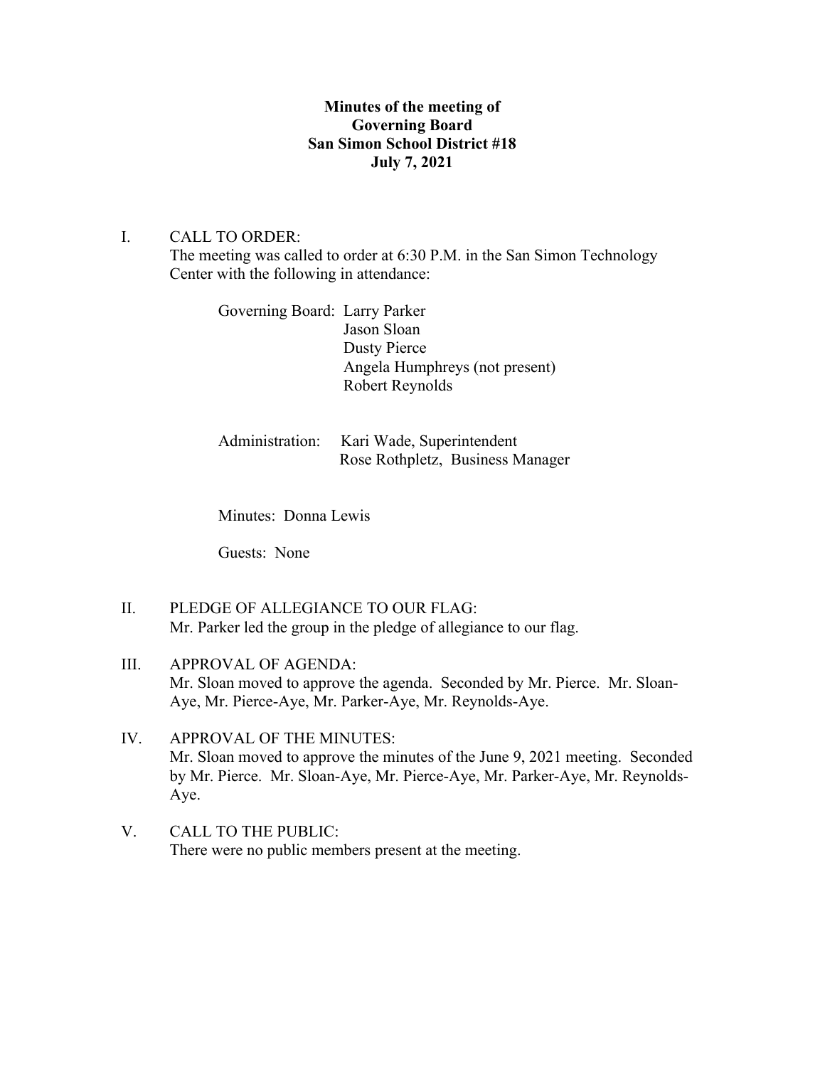**Minutes of the meeting of**
**Governing Board**
**San Simon School District #18**
**July 7, 2021**

I. CALL TO ORDER:
The meeting was called to order at 6:30 P.M. in the San Simon Technology Center with the following in attendance:

Governing Board: Larry Parker
Jason Sloan
Dusty Pierce
Angela Humphreys (not present)
Robert Reynolds

Administration: Kari Wade, Superintendent
Rose Rothpletz, Business Manager

Minutes: Donna Lewis

Guests: None

II. PLEDGE OF ALLEGIANCE TO OUR FLAG:
Mr. Parker led the group in the pledge of allegiance to our flag.

III. APPROVAL OF AGENDA:
Mr. Sloan moved to approve the agenda. Seconded by Mr. Pierce. Mr. Sloan-Aye, Mr. Pierce-Aye, Mr. Parker-Aye, Mr. Reynolds-Aye.

IV. APPROVAL OF THE MINUTES:
Mr. Sloan moved to approve the minutes of the June 9, 2021 meeting. Seconded by Mr. Pierce. Mr. Sloan-Aye, Mr. Pierce-Aye, Mr. Parker-Aye, Mr. Reynolds-Aye.

V. CALL TO THE PUBLIC:
There were no public members present at the meeting.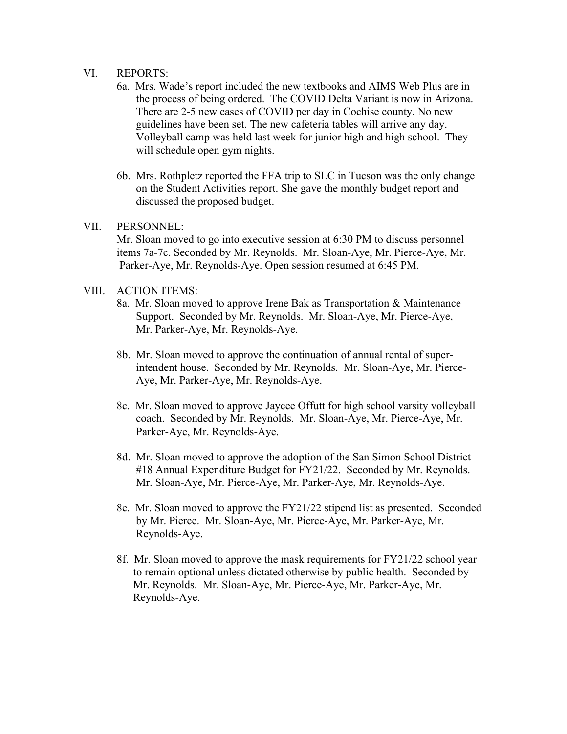VI. REPORTS:

6a. Mrs. Wade's report included the new textbooks and AIMS Web Plus are in the process of being ordered. The COVID Delta Variant is now in Arizona. There are 2-5 new cases of COVID per day in Cochise county. No new guidelines have been set. The new cafeteria tables will arrive any day. Volleyball camp was held last week for junior high and high school. They will schedule open gym nights.

6b. Mrs. Rothpletz reported the FFA trip to SLC in Tucson was the only change on the Student Activities report. She gave the monthly budget report and discussed the proposed budget.

VII. PERSONNEL:

Mr. Sloan moved to go into executive session at 6:30 PM to discuss personnel items 7a-7c. Seconded by Mr. Reynolds. Mr. Sloan-Aye, Mr. Pierce-Aye, Mr. Parker-Aye, Mr. Reynolds-Aye. Open session resumed at 6:45 PM.

VIII. ACTION ITEMS:

8a. Mr. Sloan moved to approve Irene Bak as Transportation & Maintenance Support. Seconded by Mr. Reynolds. Mr. Sloan-Aye, Mr. Pierce-Aye, Mr. Parker-Aye, Mr. Reynolds-Aye.

8b. Mr. Sloan moved to approve the continuation of annual rental of superintendent house. Seconded by Mr. Reynolds. Mr. Sloan-Aye, Mr. Pierce-Aye, Mr. Parker-Aye, Mr. Reynolds-Aye.

8c. Mr. Sloan moved to approve Jaycee Offutt for high school varsity volleyball coach. Seconded by Mr. Reynolds. Mr. Sloan-Aye, Mr. Pierce-Aye, Mr. Parker-Aye, Mr. Reynolds-Aye.

8d. Mr. Sloan moved to approve the adoption of the San Simon School District #18 Annual Expenditure Budget for FY21/22. Seconded by Mr. Reynolds. Mr. Sloan-Aye, Mr. Pierce-Aye, Mr. Parker-Aye, Mr. Reynolds-Aye.

8e. Mr. Sloan moved to approve the FY21/22 stipend list as presented. Seconded by Mr. Pierce. Mr. Sloan-Aye, Mr. Pierce-Aye, Mr. Parker-Aye, Mr. Reynolds-Aye.

8f. Mr. Sloan moved to approve the mask requirements for FY21/22 school year to remain optional unless dictated otherwise by public health. Seconded by Mr. Reynolds. Mr. Sloan-Aye, Mr. Pierce-Aye, Mr. Parker-Aye, Mr. Reynolds-Aye.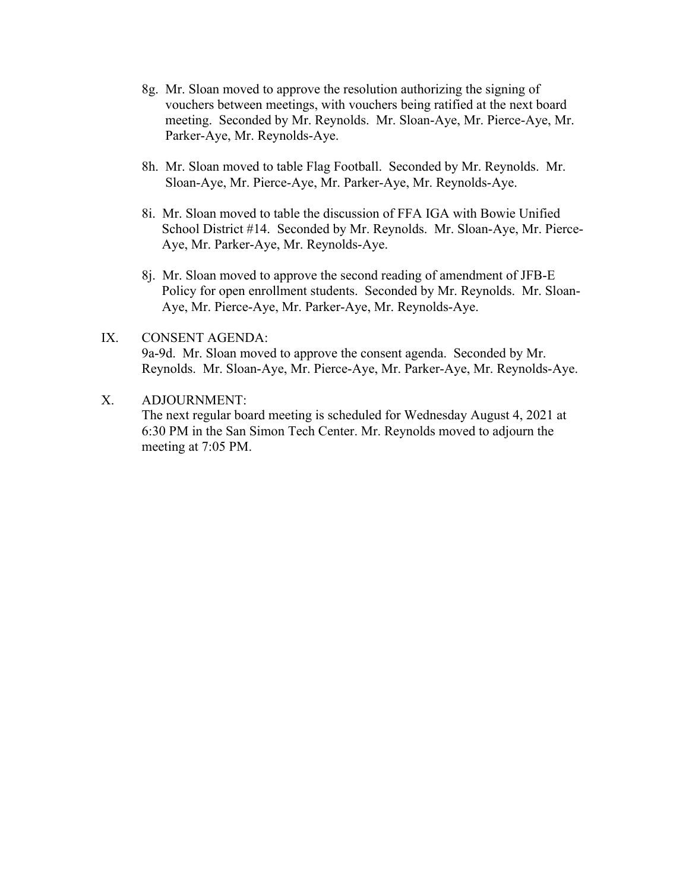8g. Mr. Sloan moved to approve the resolution authorizing the signing of vouchers between meetings, with vouchers being ratified at the next board meeting. Seconded by Mr. Reynolds. Mr. Sloan-Aye, Mr. Pierce-Aye, Mr. Parker-Aye, Mr. Reynolds-Aye.

8h. Mr. Sloan moved to table Flag Football. Seconded by Mr. Reynolds. Mr. Sloan-Aye, Mr. Pierce-Aye, Mr. Parker-Aye, Mr. Reynolds-Aye.

8i. Mr. Sloan moved to table the discussion of FFA IGA with Bowie Unified School District #14. Seconded by Mr. Reynolds. Mr. Sloan-Aye, Mr. Pierce-Aye, Mr. Parker-Aye, Mr. Reynolds-Aye.

8j. Mr. Sloan moved to approve the second reading of amendment of JFB-E Policy for open enrollment students. Seconded by Mr. Reynolds. Mr. Sloan-Aye, Mr. Pierce-Aye, Mr. Parker-Aye, Mr. Reynolds-Aye.

IX. CONSENT AGENDA:

9a-9d. Mr. Sloan moved to approve the consent agenda. Seconded by Mr. Reynolds. Mr. Sloan-Aye, Mr. Pierce-Aye, Mr. Parker-Aye, Mr. Reynolds-Aye.

X. ADJOURNMENT:

The next regular board meeting is scheduled for Wednesday August 4, 2021 at 6:30 PM in the San Simon Tech Center. Mr. Reynolds moved to adjourn the meeting at 7:05 PM.